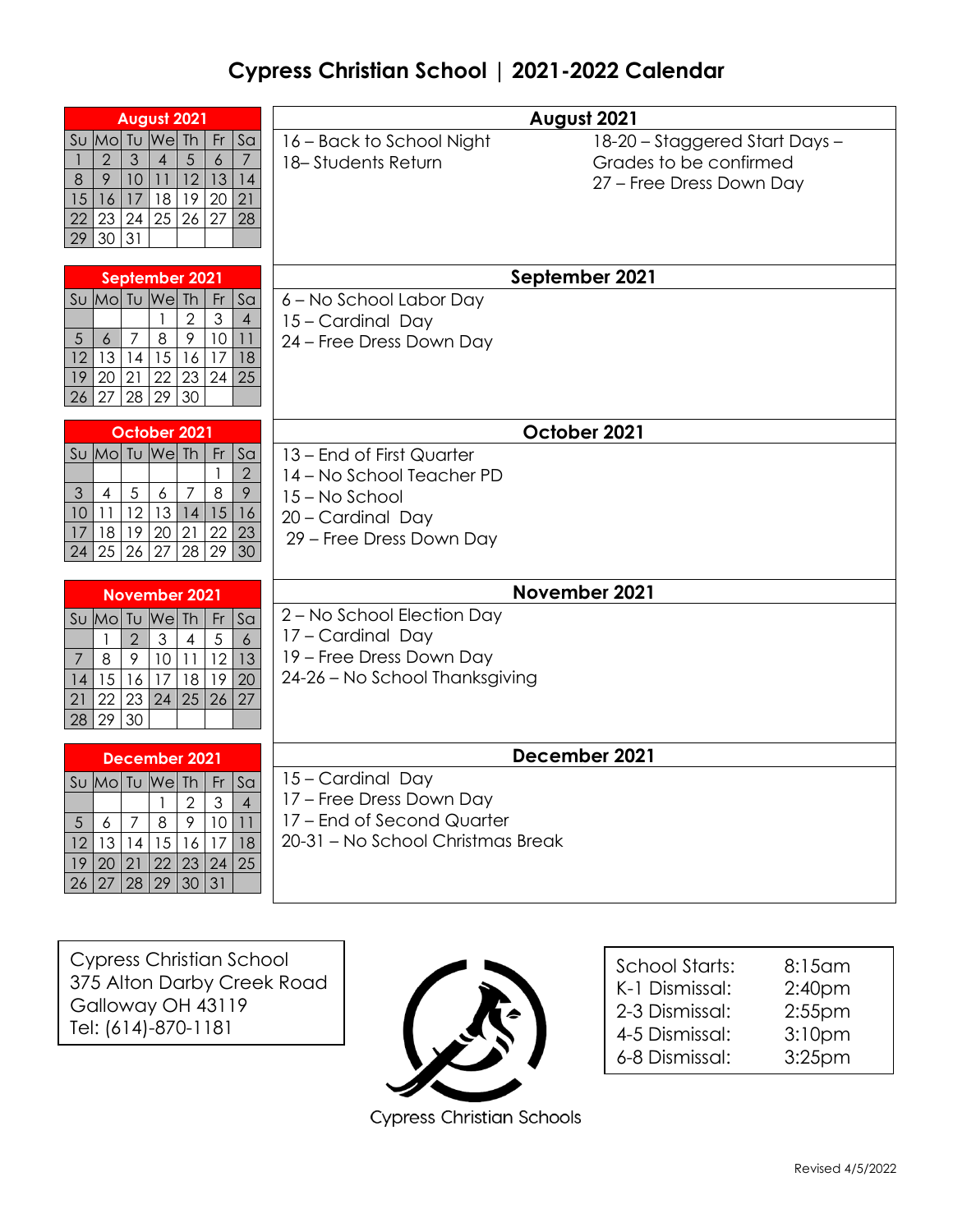# Cypress Christian School | 2021-2022 Calendar

**August 2021**

| Su | Mo | Tu | We | Th | Fr | Sa |
|---|---|---|---|---|---|---|
| 1 | 2 | 3 | 4 | 5 | 6 | 7 |
| 8 | 9 | 10 | 11 | 12 | 13 | 14 |
| 15 | 16 | 17 | 18 | 19 | 20 | 21 |
| 22 | 23 | 24 | 25 | 26 | 27 | 28 |
| 29 | 30 | 31 | | | | |

## August 2021

- 16 – Back to School Night
- 18– Students Return
- 18-20 – Staggered Start Days – Grades to be confirmed
- 27 – Free Dress Down Day

**September 2021**

| Su | Mo | Tu | We | Th | Fr | Sa |
|---|---|---|---|---|---|---|
| | | | 1 | 2 | 3 | 4 |
| 5 | 6 | 7 | 8 | 9 | 10 | 11 |
| 12 | 13 | 14 | 15 | 16 | 17 | 18 |
| 19 | 20 | 21 | 22 | 23 | 24 | 25 |
| 26 | 27 | 28 | 29 | 30 | | |

## September 2021

- 6 – No School Labor Day
- 15 – Cardinal Day
- 24 – Free Dress Down Day

**October 2021**

| Su | Mo | Tu | We | Th | Fr | Sa |
|---|---|---|---|---|---|---|
| | | | | | 1 | 2 |
| 3 | 4 | 5 | 6 | 7 | 8 | 9 |
| 10 | 11 | 12 | 13 | 14 | 15 | 16 |
| 17 | 18 | 19 | 20 | 21 | 22 | 23 |
| 24 | 25 | 26 | 27 | 28 | 29 | 30 |

## October 2021

- 13 – End of First Quarter
- 14 – No School Teacher PD
- 15 – No School
- 20 – Cardinal Day
- 29 – Free Dress Down Day

**November 2021**

| Su | Mo | Tu | We | Th | Fr | Sa |
|---|---|---|---|---|---|---|
| | 1 | 2 | 3 | 4 | 5 | 6 |
| 7 | 8 | 9 | 10 | 11 | 12 | 13 |
| 14 | 15 | 16 | 17 | 18 | 19 | 20 |
| 21 | 22 | 23 | 24 | 25 | 26 | 27 |
| 28 | 29 | 30 | | | | |

## November 2021

- 2 – No School Election Day
- 17 – Cardinal Day
- 19 – Free Dress Down Day
- 24-26 – No School Thanksgiving

**December 2021**

| Su | Mo | Tu | We | Th | Fr | Sa |
|---|---|---|---|---|---|---|
| | | | 1 | 2 | 3 | 4 |
| 5 | 6 | 7 | 8 | 9 | 10 | 11 |
| 12 | 13 | 14 | 15 | 16 | 17 | 18 |
| 19 | 20 | 21 | 22 | 23 | 24 | 25 |
| 26 | 27 | 28 | 29 | 30 | 31 | |

## December 2021

- 15 – Cardinal Day
- 17 – Free Dress Down Day
- 17 – End of Second Quarter
- 20-31 – No School Christmas Break

Cypress Christian School
375 Alton Darby Creek Road
Galloway OH 43119
Tel: (614)-870-1181

Cypress Christian Schools

| | |
|---|---|
| School Starts: | 8:15am |
| K-1 Dismissal: | 2:40pm |
| 2-3 Dismissal: | 2:55pm |
| 4-5 Dismissal: | 3:10pm |
| 6-8 Dismissal: | 3:25pm |

Revised 4/5/2022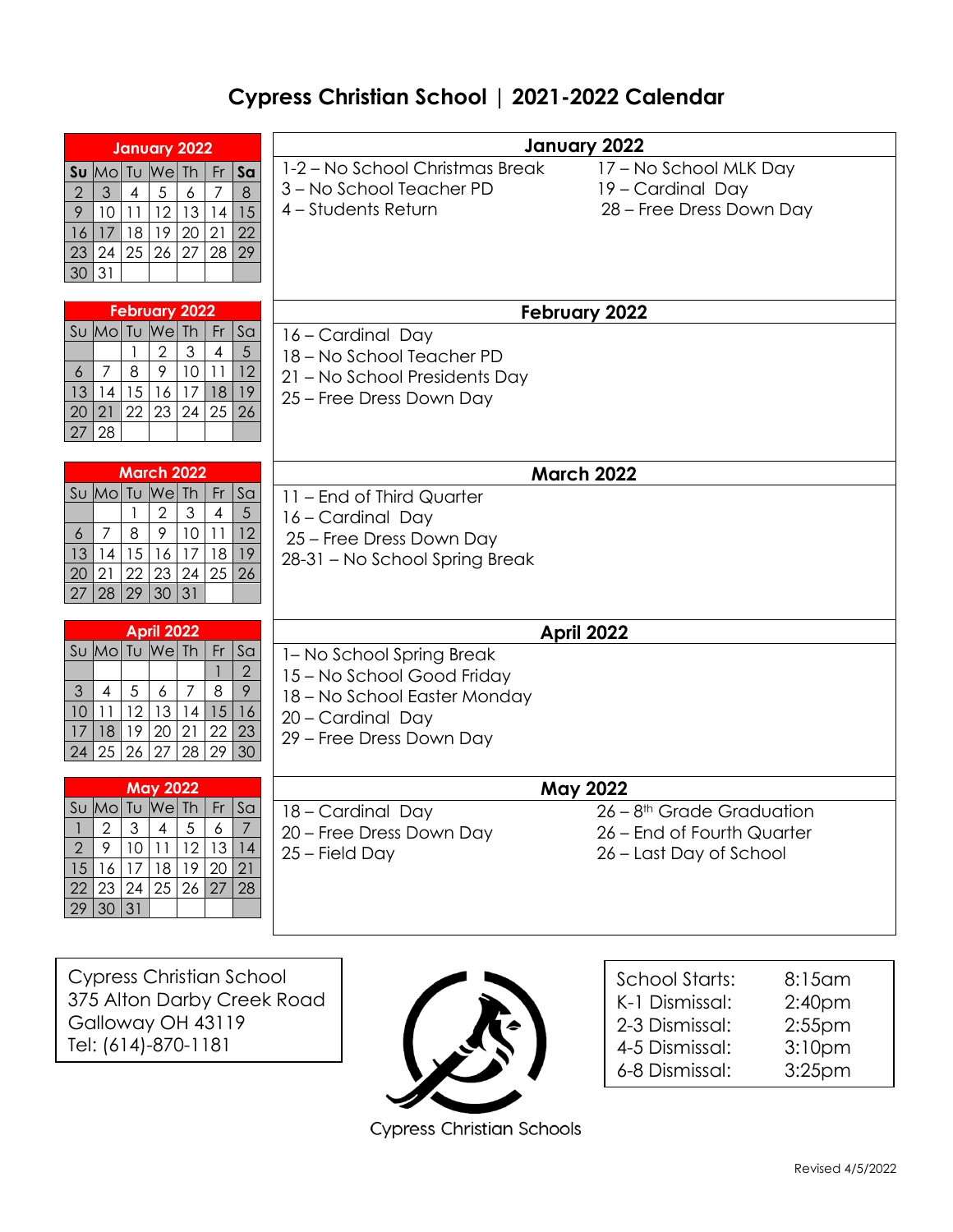# Cypress Christian School | 2021-2022 Calendar

| January 2022 | | | | | | |
|---|---|---|---|---|---|---|
| Su | Mo | Tu | We | Th | Fr | Sa |
| 2 | 3 | 4 | 5 | 6 | 7 | 8 |
| 9 | 10 | 11 | 12 | 13 | 14 | 15 |
| 16 | 17 | 18 | 19 | 20 | 21 | 22 |
| 23 | 24 | 25 | 26 | 27 | 28 | 29 |
| 30 | 31 | | | | | |

## January 2022

1-2 – No School Christmas Break
3 – No School Teacher PD
4 – Students Return
17 – No School MLK Day
19 – Cardinal Day
28 – Free Dress Down Day

| February 2022 | | | | | | |
|---|---|---|---|---|---|---|
| Su | Mo | Tu | We | Th | Fr | Sa |
| | | 1 | 2 | 3 | 4 | 5 |
| 6 | 7 | 8 | 9 | 10 | 11 | 12 |
| 13 | 14 | 15 | 16 | 17 | 18 | 19 |
| 20 | 21 | 22 | 23 | 24 | 25 | 26 |
| 27 | 28 | | | | | |

## February 2022

16 – Cardinal Day
18 – No School Teacher PD
21 – No School Presidents Day
25 – Free Dress Down Day

| March 2022 | | | | | | |
|---|---|---|---|---|---|---|
| Su | Mo | Tu | We | Th | Fr | Sa |
| | | 1 | 2 | 3 | 4 | 5 |
| 6 | 7 | 8 | 9 | 10 | 11 | 12 |
| 13 | 14 | 15 | 16 | 17 | 18 | 19 |
| 20 | 21 | 22 | 23 | 24 | 25 | 26 |
| 27 | 28 | 29 | 30 | 31 | | |

## March 2022

11 – End of Third Quarter
16 – Cardinal Day
25 – Free Dress Down Day
28-31 – No School Spring Break

| April 2022 | | | | | | |
|---|---|---|---|---|---|---|
| Su | Mo | Tu | We | Th | Fr | Sa |
| | | | | | 1 | 2 |
| 3 | 4 | 5 | 6 | 7 | 8 | 9 |
| 10 | 11 | 12 | 13 | 14 | 15 | 16 |
| 17 | 18 | 19 | 20 | 21 | 22 | 23 |
| 24 | 25 | 26 | 27 | 28 | 29 | 30 |

## April 2022

1– No School Spring Break
15 – No School Good Friday
18 – No School Easter Monday
20 – Cardinal Day
29 – Free Dress Down Day

| May 2022 | | | | | | |
|---|---|---|---|---|---|---|
| Su | Mo | Tu | We | Th | Fr | Sa |
| 1 | 2 | 3 | 4 | 5 | 6 | 7 |
| 2 | 9 | 10 | 11 | 12 | 13 | 14 |
| 15 | 16 | 17 | 18 | 19 | 20 | 21 |
| 22 | 23 | 24 | 25 | 26 | 27 | 28 |
| 29 | 30 | 31 | | | | |

## May 2022

18 – Cardinal Day
20 – Free Dress Down Day
25 – Field Day
26 – 8th Grade Graduation
26 – End of Fourth Quarter
26 – Last Day of School

Cypress Christian School
375 Alton Darby Creek Road
Galloway OH 43119
Tel: (614)-870-1181

Cypress Christian Schools

| | |
|---|---|
| School Starts: | 8:15am |
| K-1 Dismissal: | 2:40pm |
| 2-3 Dismissal: | 2:55pm |
| 4-5 Dismissal: | 3:10pm |
| 6-8 Dismissal: | 3:25pm |

Revised 4/5/2022